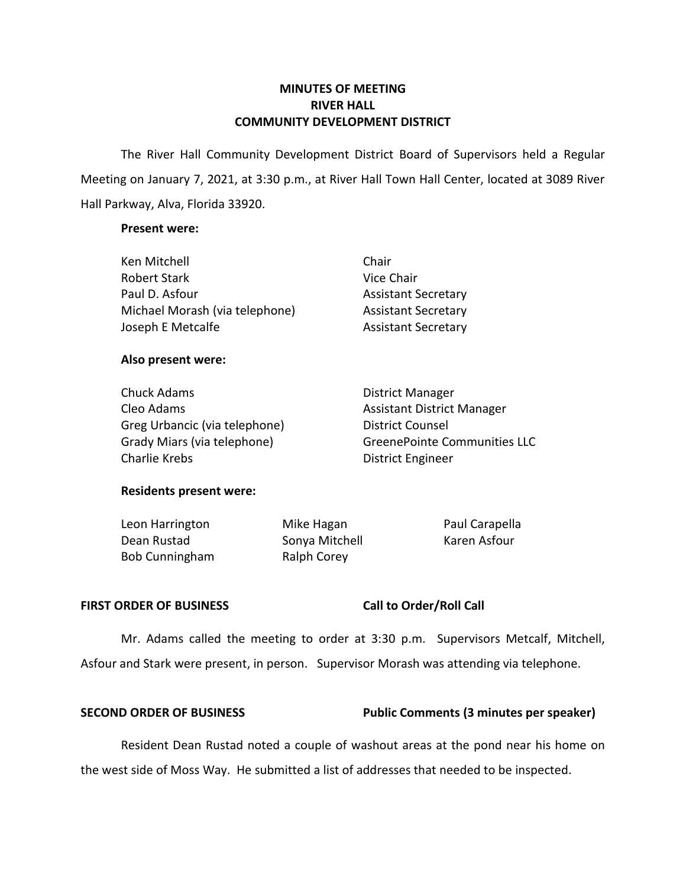# MINUTES OF MEETING
# RIVER HALL
# COMMUNITY DEVELOPMENT DISTRICT

The River Hall Community Development District Board of Supervisors held a Regular Meeting on January 7, 2021, at 3:30 p.m., at River Hall Town Hall Center, located at 3089 River Hall Parkway, Alva, Florida 33920.

**Present were:**

| | |
|---|---|
| Ken Mitchell | Chair |
| Robert Stark | Vice Chair |
| Paul D. Asfour | Assistant Secretary |
| Michael Morash (via telephone) | Assistant Secretary |
| Joseph E Metcalfe | Assistant Secretary |

**Also present were:**

| | |
|---|---|
| Chuck Adams | District Manager |
| Cleo Adams | Assistant District Manager |
| Greg Urbancic (via telephone) | District Counsel |
| Grady Miars (via telephone) | GreenePointe Communities LLC |
| Charlie Krebs | District Engineer |

**Residents present were:**

| | | |
|---|---|---|
| Leon Harrington | Mike Hagan | Paul Carapella |
| Dean Rustad | Sonya Mitchell | Karen Asfour |
| Bob Cunningham | Ralph Corey | |

**FIRST ORDER OF BUSINESS** **Call to Order/Roll Call**

Mr. Adams called the meeting to order at 3:30 p.m. Supervisors Metcalf, Mitchell, Asfour and Stark were present, in person. Supervisor Morash was attending via telephone.

**SECOND ORDER OF BUSINESS** **Public Comments (3 minutes per speaker)**

Resident Dean Rustad noted a couple of washout areas at the pond near his home on the west side of Moss Way. He submitted a list of addresses that needed to be inspected.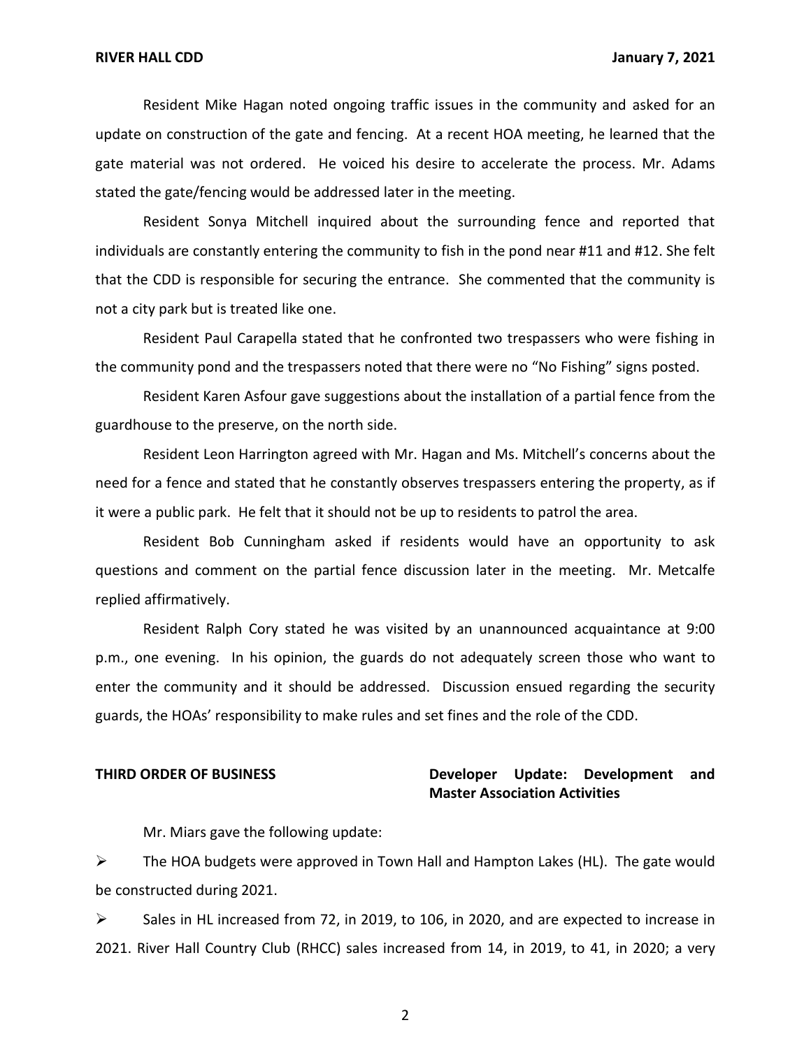Resident Mike Hagan noted ongoing traffic issues in the community and asked for an update on construction of the gate and fencing. At a recent HOA meeting, he learned that the gate material was not ordered. He voiced his desire to accelerate the process. Mr. Adams stated the gate/fencing would be addressed later in the meeting.

Resident Sonya Mitchell inquired about the surrounding fence and reported that individuals are constantly entering the community to fish in the pond near #11 and #12. She felt that the CDD is responsible for securing the entrance. She commented that the community is not a city park but is treated like one.

Resident Paul Carapella stated that he confronted two trespassers who were fishing in the community pond and the trespassers noted that there were no "No Fishing" signs posted.

Resident Karen Asfour gave suggestions about the installation of a partial fence from the guardhouse to the preserve, on the north side.

Resident Leon Harrington agreed with Mr. Hagan and Ms. Mitchell's concerns about the need for a fence and stated that he constantly observes trespassers entering the property, as if it were a public park. He felt that it should not be up to residents to patrol the area.

Resident Bob Cunningham asked if residents would have an opportunity to ask questions and comment on the partial fence discussion later in the meeting. Mr. Metcalfe replied affirmatively.

Resident Ralph Cory stated he was visited by an unannounced acquaintance at 9:00 p.m., one evening. In his opinion, the guards do not adequately screen those who want to enter the community and it should be addressed. Discussion ensued regarding the security guards, the HOAs' responsibility to make rules and set fines and the role of the CDD.

**THIRD ORDER OF BUSINESS** **Developer Update: Development and Master Association Activities**

Mr. Miars gave the following update:

- The HOA budgets were approved in Town Hall and Hampton Lakes (HL). The gate would be constructed during 2021.
- Sales in HL increased from 72, in 2019, to 106, in 2020, and are expected to increase in 2021. River Hall Country Club (RHCC) sales increased from 14, in 2019, to 41, in 2020; a very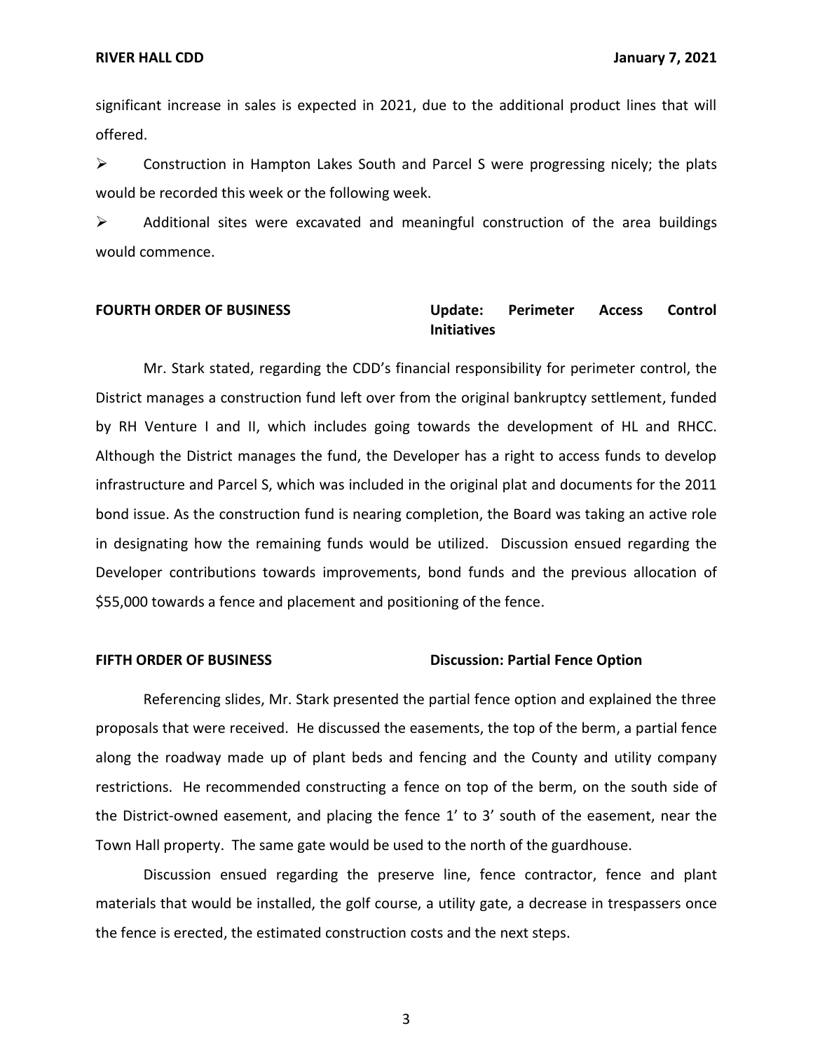significant increase in sales is expected in 2021, due to the additional product lines that will offered.

- Construction in Hampton Lakes South and Parcel S were progressing nicely; the plats would be recorded this week or the following week.
- Additional sites were excavated and meaningful construction of the area buildings would commence.

**FOURTH ORDER OF BUSINESS** **Update: Perimeter Access Control Initiatives**

Mr. Stark stated, regarding the CDD's financial responsibility for perimeter control, the District manages a construction fund left over from the original bankruptcy settlement, funded by RH Venture I and II, which includes going towards the development of HL and RHCC. Although the District manages the fund, the Developer has a right to access funds to develop infrastructure and Parcel S, which was included in the original plat and documents for the 2011 bond issue. As the construction fund is nearing completion, the Board was taking an active role in designating how the remaining funds would be utilized. Discussion ensued regarding the Developer contributions towards improvements, bond funds and the previous allocation of $55,000 towards a fence and placement and positioning of the fence.

**FIFTH ORDER OF BUSINESS** **Discussion: Partial Fence Option**

Referencing slides, Mr. Stark presented the partial fence option and explained the three proposals that were received. He discussed the easements, the top of the berm, a partial fence along the roadway made up of plant beds and fencing and the County and utility company restrictions. He recommended constructing a fence on top of the berm, on the south side of the District-owned easement, and placing the fence 1' to 3' south of the easement, near the Town Hall property. The same gate would be used to the north of the guardhouse.

Discussion ensued regarding the preserve line, fence contractor, fence and plant materials that would be installed, the golf course, a utility gate, a decrease in trespassers once the fence is erected, the estimated construction costs and the next steps.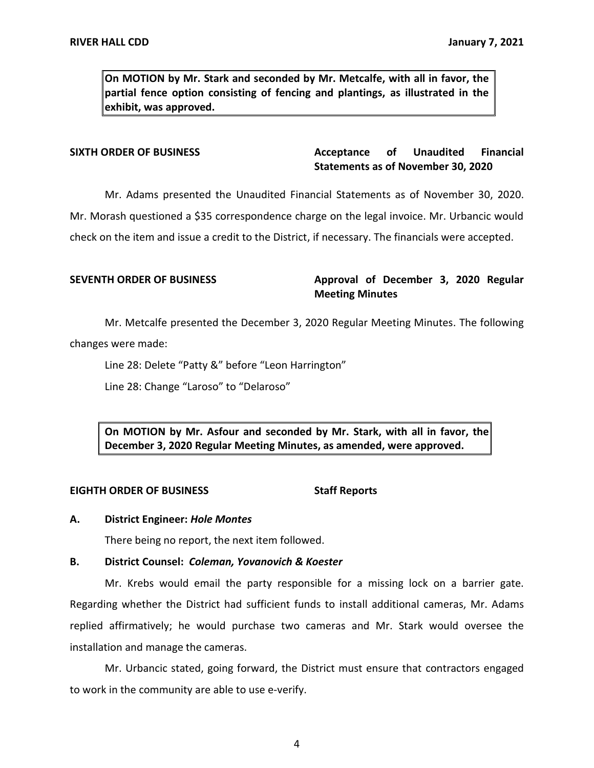**On MOTION by Mr. Stark and seconded by Mr. Metcalfe, with all in favor, the partial fence option consisting of fencing and plantings, as illustrated in the exhibit, was approved.**

**SIXTH ORDER OF BUSINESS** **Acceptance of Unaudited Financial Statements as of November 30, 2020**

Mr. Adams presented the Unaudited Financial Statements as of November 30, 2020. Mr. Morash questioned a $35 correspondence charge on the legal invoice. Mr. Urbancic would check on the item and issue a credit to the District, if necessary. The financials were accepted.

**SEVENTH ORDER OF BUSINESS** **Approval of December 3, 2020 Regular Meeting Minutes**

Mr. Metcalfe presented the December 3, 2020 Regular Meeting Minutes. The following changes were made:

Line 28: Delete "Patty &" before "Leon Harrington"

Line 28: Change "Laroso" to "Delaroso"

**On MOTION by Mr. Asfour and seconded by Mr. Stark, with all in favor, the December 3, 2020 Regular Meeting Minutes, as amended, were approved.**

**EIGHTH ORDER OF BUSINESS** **Staff Reports**

**A. District Engineer: *Hole Montes***

There being no report, the next item followed.

**B. District Counsel: *Coleman, Yovanovich & Koester***

Mr. Krebs would email the party responsible for a missing lock on a barrier gate. Regarding whether the District had sufficient funds to install additional cameras, Mr. Adams replied affirmatively; he would purchase two cameras and Mr. Stark would oversee the installation and manage the cameras.

Mr. Urbancic stated, going forward, the District must ensure that contractors engaged to work in the community are able to use e-verify.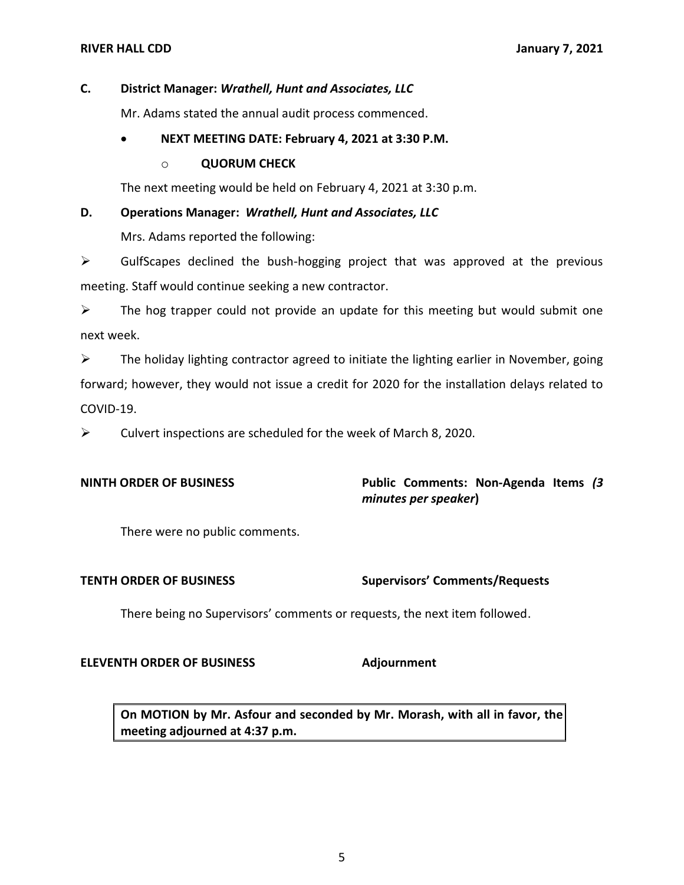**C. District Manager: *Wrathell, Hunt and Associates, LLC***

Mr. Adams stated the annual audit process commenced.

- **NEXT MEETING DATE: February 4, 2021 at 3:30 P.M.**
  - **QUORUM CHECK**

The next meeting would be held on February 4, 2021 at 3:30 p.m.

**D. Operations Manager: *Wrathell, Hunt and Associates, LLC***

Mrs. Adams reported the following:

➢ GulfScapes declined the bush-hogging project that was approved at the previous meeting. Staff would continue seeking a new contractor.

➢ The hog trapper could not provide an update for this meeting but would submit one next week.

➢ The holiday lighting contractor agreed to initiate the lighting earlier in November, going forward; however, they would not issue a credit for 2020 for the installation delays related to COVID-19.

➢ Culvert inspections are scheduled for the week of March 8, 2020.

**NINTH ORDER OF BUSINESS** **Public Comments: Non-Agenda Items *(3 minutes per speaker*)**

There were no public comments.

**TENTH ORDER OF BUSINESS** **Supervisors' Comments/Requests**

There being no Supervisors' comments or requests, the next item followed.

**ELEVENTH ORDER OF BUSINESS** **Adjournment**

**On MOTION by Mr. Asfour and seconded by Mr. Morash, with all in favor, the meeting adjourned at 4:37 p.m.**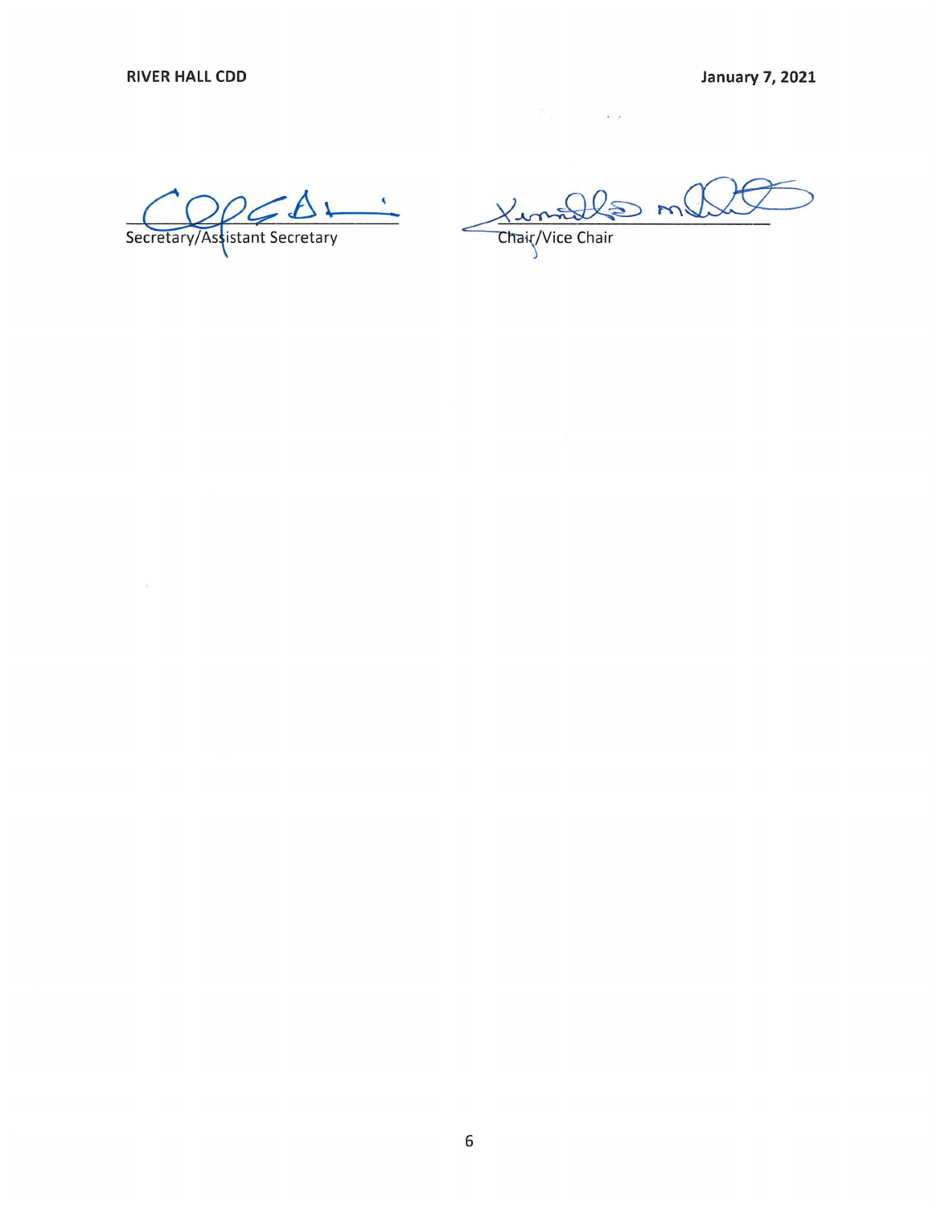___________________________
Secretary/Assistant Secretary

___________________________
Chair/Vice Chair